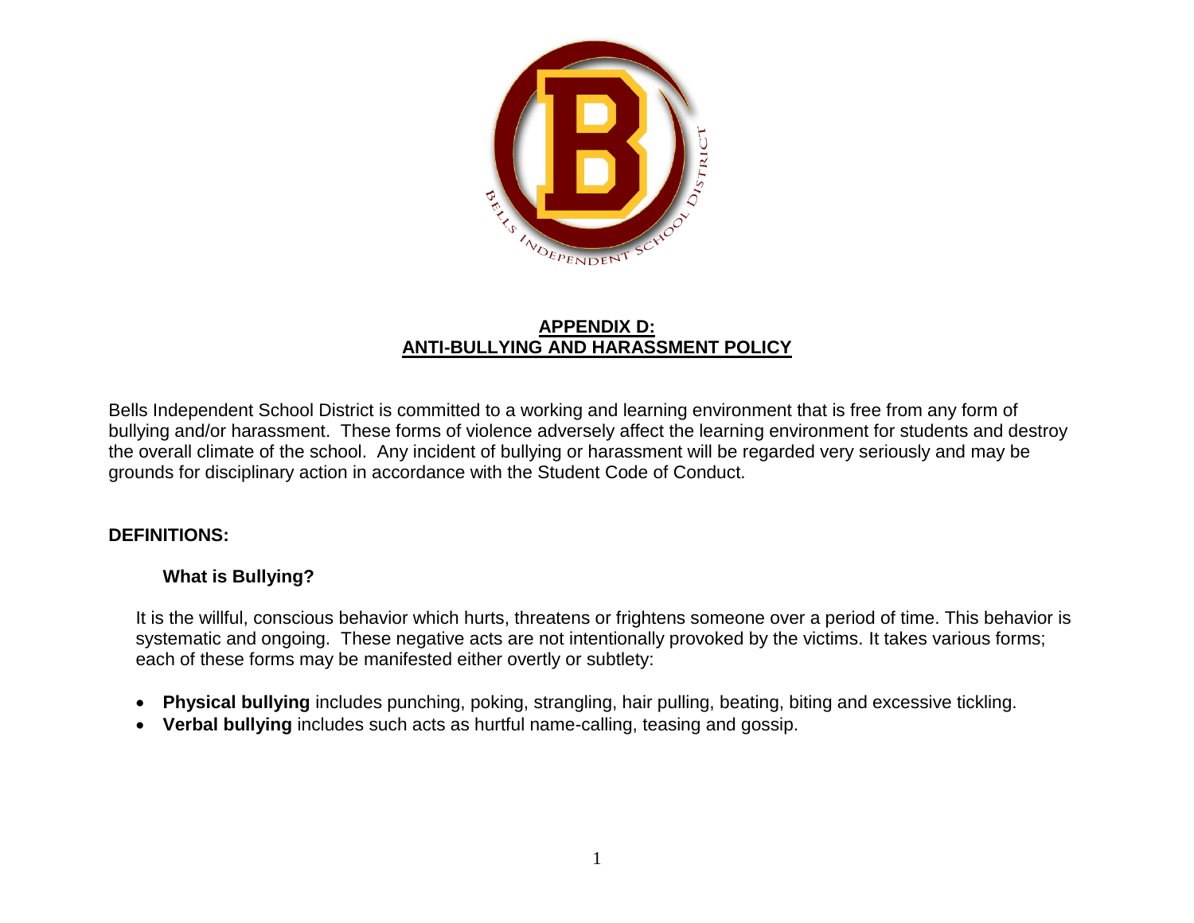# APPENDIX D: ANTI-BULLYING AND HARASSMENT POLICY

Bells Independent School District is committed to a working and learning environment that is free from any form of bullying and/or harassment. These forms of violence adversely affect the learning environment for students and destroy the overall climate of the school. Any incident of bullying or harassment will be regarded very seriously and may be grounds for disciplinary action in accordance with the Student Code of Conduct.

## DEFINITIONS:

### What is Bullying?

It is the willful, conscious behavior which hurts, threatens or frightens someone over a period of time. This behavior is systematic and ongoing. These negative acts are not intentionally provoked by the victims. It takes various forms; each of these forms may be manifested either overtly or subtlety:

- **Physical bullying** includes punching, poking, strangling, hair pulling, beating, biting and excessive tickling.
- **Verbal bullying** includes such acts as hurtful name-calling, teasing and gossip.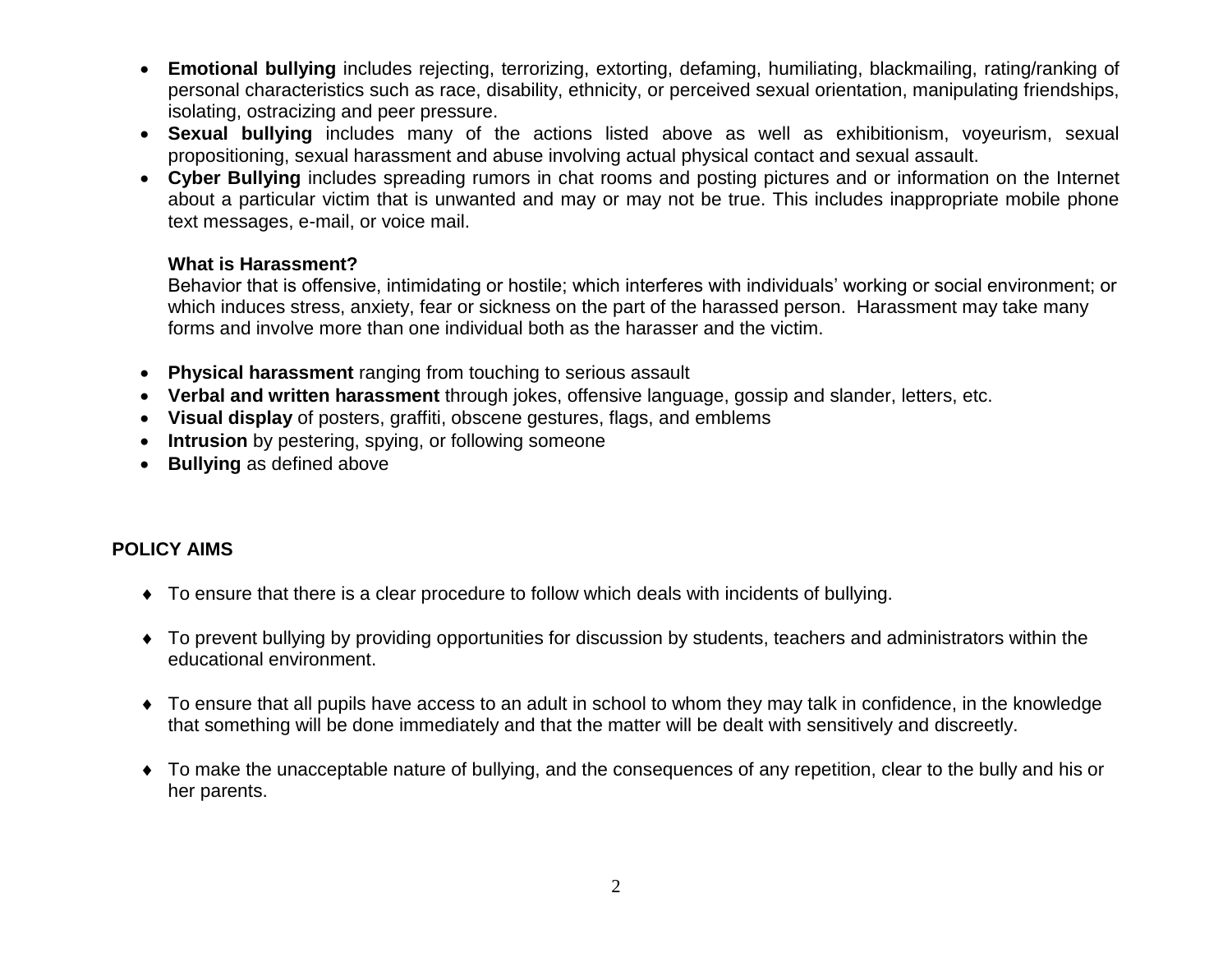- **Emotional bullying** includes rejecting, terrorizing, extorting, defaming, humiliating, blackmailing, rating/ranking of personal characteristics such as race, disability, ethnicity, or perceived sexual orientation, manipulating friendships, isolating, ostracizing and peer pressure.
- **Sexual bullying** includes many of the actions listed above as well as exhibitionism, voyeurism, sexual propositioning, sexual harassment and abuse involving actual physical contact and sexual assault.
- **Cyber Bullying** includes spreading rumors in chat rooms and posting pictures and or information on the Internet about a particular victim that is unwanted and may or may not be true. This includes inappropriate mobile phone text messages, e-mail, or voice mail.

**What is Harassment?**

Behavior that is offensive, intimidating or hostile; which interferes with individuals' working or social environment; or which induces stress, anxiety, fear or sickness on the part of the harassed person. Harassment may take many forms and involve more than one individual both as the harasser and the victim.

- **Physical harassment** ranging from touching to serious assault
- **Verbal and written harassment** through jokes, offensive language, gossip and slander, letters, etc.
- **Visual display** of posters, graffiti, obscene gestures, flags, and emblems
- **Intrusion** by pestering, spying, or following someone
- **Bullying** as defined above

## POLICY AIMS

- To ensure that there is a clear procedure to follow which deals with incidents of bullying.
- To prevent bullying by providing opportunities for discussion by students, teachers and administrators within the educational environment.
- To ensure that all pupils have access to an adult in school to whom they may talk in confidence, in the knowledge that something will be done immediately and that the matter will be dealt with sensitively and discreetly.
- To make the unacceptable nature of bullying, and the consequences of any repetition, clear to the bully and his or her parents.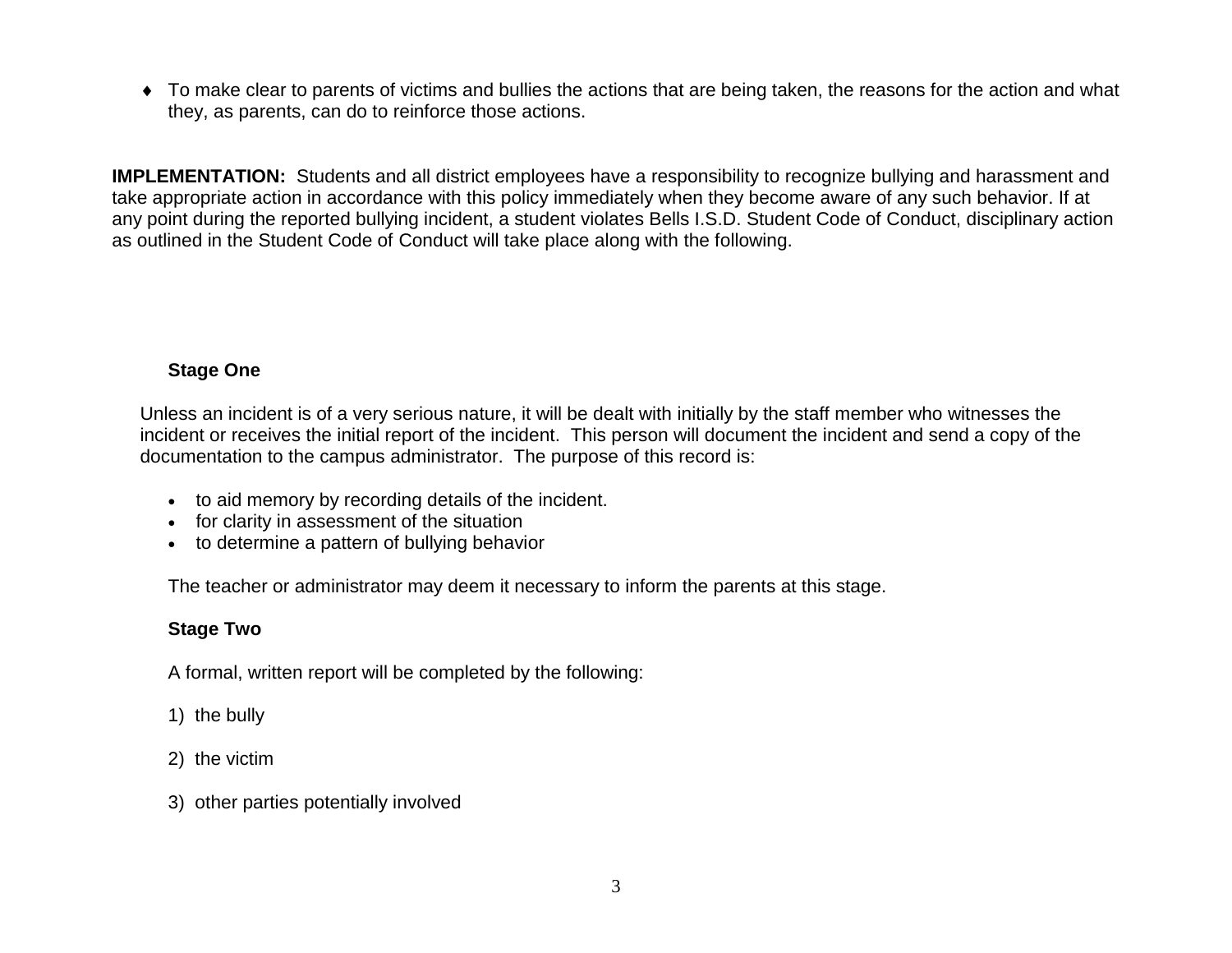- To make clear to parents of victims and bullies the actions that are being taken, the reasons for the action and what they, as parents, can do to reinforce those actions.

**IMPLEMENTATION:** Students and all district employees have a responsibility to recognize bullying and harassment and take appropriate action in accordance with this policy immediately when they become aware of any such behavior. If at any point during the reported bullying incident, a student violates Bells I.S.D. Student Code of Conduct, disciplinary action as outlined in the Student Code of Conduct will take place along with the following.

**Stage One**

Unless an incident is of a very serious nature, it will be dealt with initially by the staff member who witnesses the incident or receives the initial report of the incident. This person will document the incident and send a copy of the documentation to the campus administrator. The purpose of this record is:

- to aid memory by recording details of the incident.
- for clarity in assessment of the situation
- to determine a pattern of bullying behavior

The teacher or administrator may deem it necessary to inform the parents at this stage.

**Stage Two**

A formal, written report will be completed by the following:

1) the bully

2) the victim

3) other parties potentially involved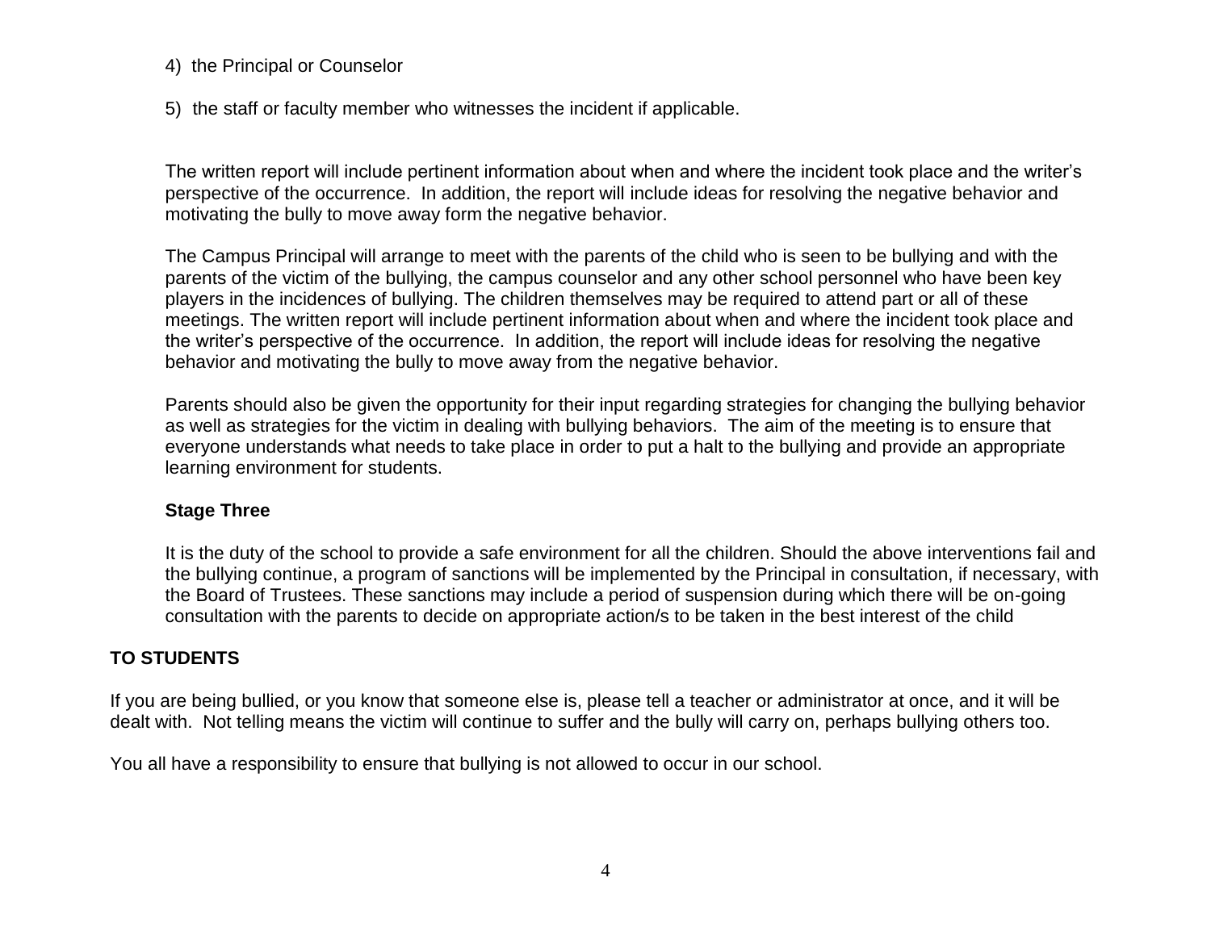4) the Principal or Counselor

5) the staff or faculty member who witnesses the incident if applicable.

The written report will include pertinent information about when and where the incident took place and the writer's perspective of the occurrence. In addition, the report will include ideas for resolving the negative behavior and motivating the bully to move away form the negative behavior.

The Campus Principal will arrange to meet with the parents of the child who is seen to be bullying and with the parents of the victim of the bullying, the campus counselor and any other school personnel who have been key players in the incidences of bullying. The children themselves may be required to attend part or all of these meetings. The written report will include pertinent information about when and where the incident took place and the writer's perspective of the occurrence. In addition, the report will include ideas for resolving the negative behavior and motivating the bully to move away from the negative behavior.

Parents should also be given the opportunity for their input regarding strategies for changing the bullying behavior as well as strategies for the victim in dealing with bullying behaviors. The aim of the meeting is to ensure that everyone understands what needs to take place in order to put a halt to the bullying and provide an appropriate learning environment for students.

**Stage Three**

It is the duty of the school to provide a safe environment for all the children. Should the above interventions fail and the bullying continue, a program of sanctions will be implemented by the Principal in consultation, if necessary, with the Board of Trustees. These sanctions may include a period of suspension during which there will be on-going consultation with the parents to decide on appropriate action/s to be taken in the best interest of the child

**TO STUDENTS**

If you are being bullied, or you know that someone else is, please tell a teacher or administrator at once, and it will be dealt with. Not telling means the victim will continue to suffer and the bully will carry on, perhaps bullying others too.

You all have a responsibility to ensure that bullying is not allowed to occur in our school.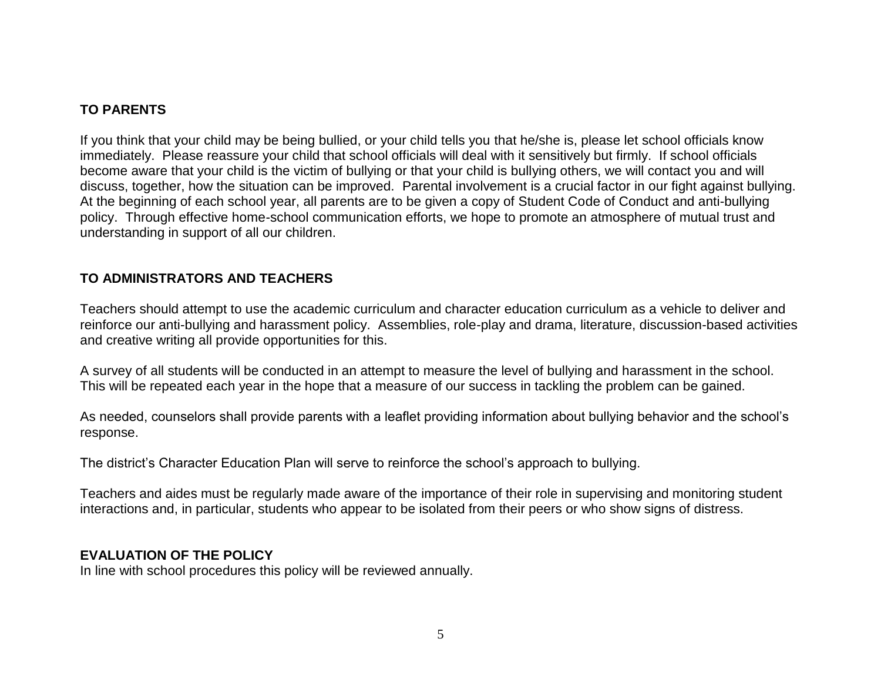## TO PARENTS

If you think that your child may be being bullied, or your child tells you that he/she is, please let school officials know immediately. Please reassure your child that school officials will deal with it sensitively but firmly. If school officials become aware that your child is the victim of bullying or that your child is bullying others, we will contact you and will discuss, together, how the situation can be improved. Parental involvement is a crucial factor in our fight against bullying. At the beginning of each school year, all parents are to be given a copy of Student Code of Conduct and anti-bullying policy. Through effective home-school communication efforts, we hope to promote an atmosphere of mutual trust and understanding in support of all our children.

## TO ADMINISTRATORS AND TEACHERS

Teachers should attempt to use the academic curriculum and character education curriculum as a vehicle to deliver and reinforce our anti-bullying and harassment policy. Assemblies, role-play and drama, literature, discussion-based activities and creative writing all provide opportunities for this.

A survey of all students will be conducted in an attempt to measure the level of bullying and harassment in the school. This will be repeated each year in the hope that a measure of our success in tackling the problem can be gained.

As needed, counselors shall provide parents with a leaflet providing information about bullying behavior and the school's response.

The district's Character Education Plan will serve to reinforce the school's approach to bullying.

Teachers and aides must be regularly made aware of the importance of their role in supervising and monitoring student interactions and, in particular, students who appear to be isolated from their peers or who show signs of distress.

## EVALUATION OF THE POLICY

In line with school procedures this policy will be reviewed annually.